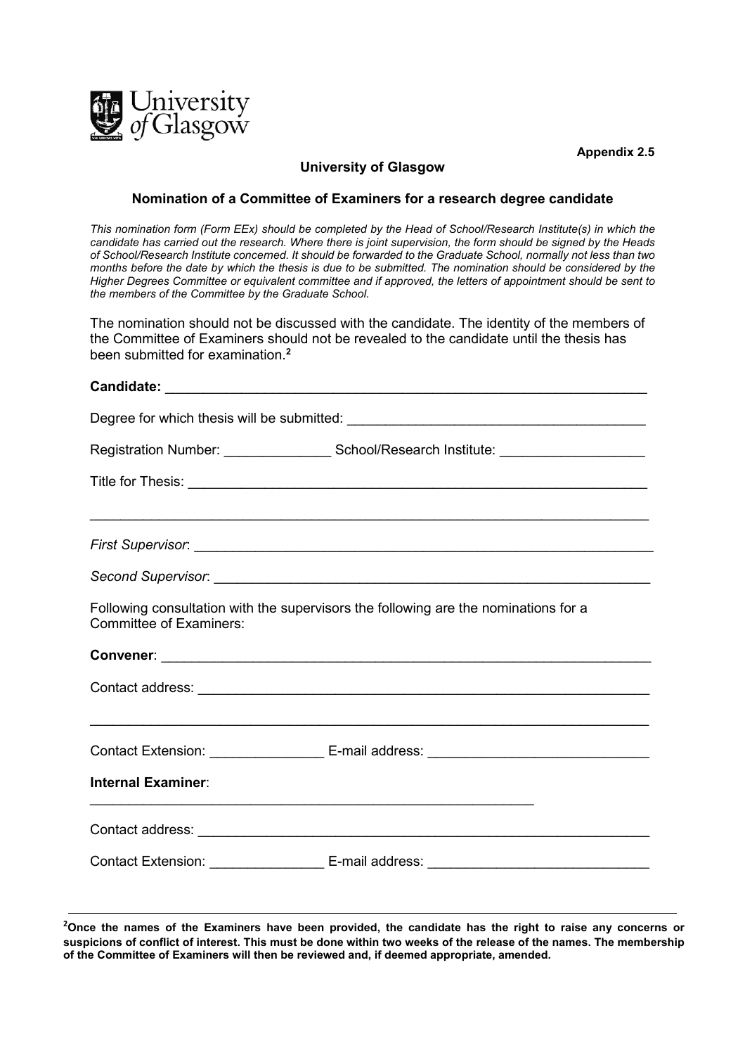Appendix 2.5

**University of Glasgow**

**Nomination of a Committee of Examiners for a research degree candidate**

*This nomination form (Form EEx) should be completed by the Head of School/Research Institute(s) in which the candidate has carried out the research. Where there is joint supervision, the form should be signed by the Heads of School/Research Institute concerned. It should be forwarded to the Graduate School, normally not less than two months before the date by which the thesis is due to be submitted. The nomination should be considered by the Higher Degrees Committee or equivalent committee and if approved, the letters of appointment should be sent to the members of the Committee by the Graduate School.*

The nomination should not be discussed with the candidate. The identity of the members of the Committee of Examiners should not be revealed to the candidate until the thesis has been submitted for examination.[2]

**Candidate:** ___________________________________________________________

Degree for which thesis will be submitted: ______________________________________

Registration Number: ______________ School/Research Institute: __________________

Title for Thesis: ___________________________________________________________

_______________________________________________________________________

*First Supervisor*: _________________________________________________________

*Second Supervisor*: _______________________________________________________

Following consultation with the supervisors the following are the nominations for a Committee of Examiners:

**Convener**: _____________________________________________________________

Contact address: __________________________________________________________

_______________________________________________________________________

Contact Extension: _______________ E-mail address: ____________________________

**Internal Examiner**:

_________________________________________________________

Contact address: __________________________________________________________

Contact Extension: _______________ E-mail address: ____________________________

---

**[2]Once the names of the Examiners have been provided, the candidate has the right to raise any concerns or suspicions of conflict of interest. This must be done within two weeks of the release of the names. The membership of the Committee of Examiners will then be reviewed and, if deemed appropriate, amended.**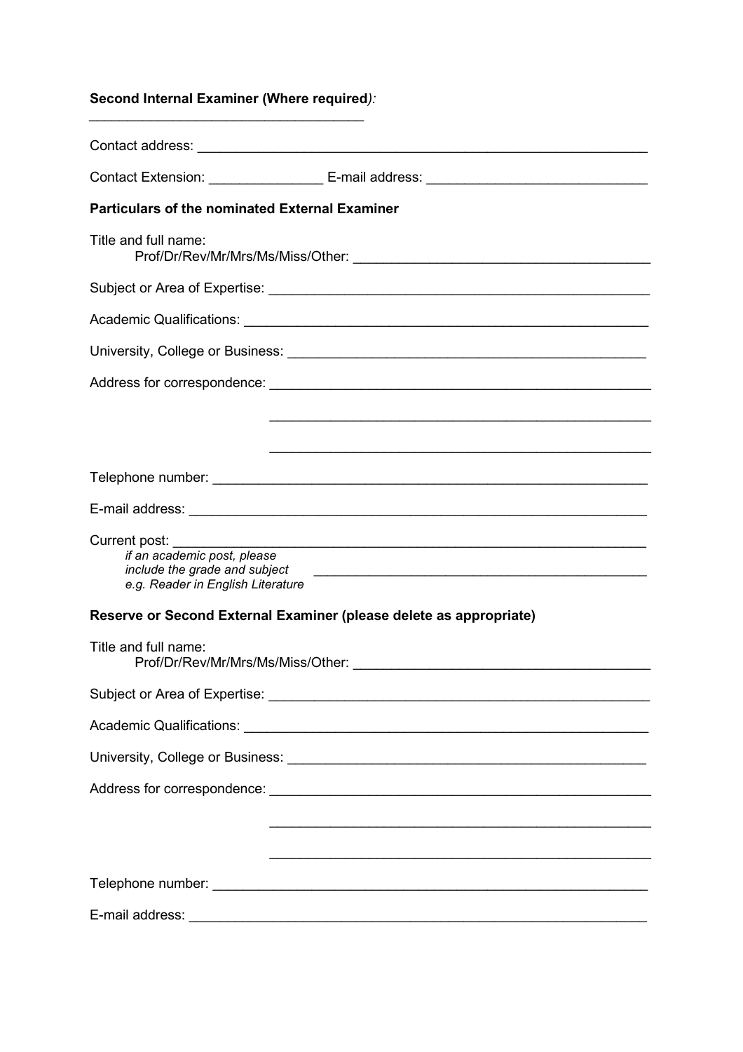**Second Internal Examiner (Where required):**

___________________________________

Contact address: ____________________________________________________________

Contact Extension: _______________ E-mail address: ____________________________

**Particulars of the nominated External Examiner**

Title and full name:
Prof/Dr/Rev/Mr/Mrs/Ms/Miss/Other: ______________________________________

Subject or Area of Expertise: ___________________________________________________

Academic Qualifications: _______________________________________________________

University, College or Business: ________________________________________________

Address for correspondence: ___________________________________________________

_________________________________________________

_________________________________________________

Telephone number: ____________________________________________________________

E-mail address: _______________________________________________________________

Current post: _________________________________________________________________
*if an academic post, please include the grade and subject e.g. Reader in English Literature* _______________________________________________

**Reserve or Second External Examiner (please delete as appropriate)**

Title and full name:
Prof/Dr/Rev/Mr/Mrs/Ms/Miss/Other: ______________________________________

Subject or Area of Expertise: ___________________________________________________

Academic Qualifications: _______________________________________________________

University, College or Business: ________________________________________________

Address for correspondence: ___________________________________________________

_________________________________________________

_________________________________________________

Telephone number: ____________________________________________________________

E-mail address: _______________________________________________________________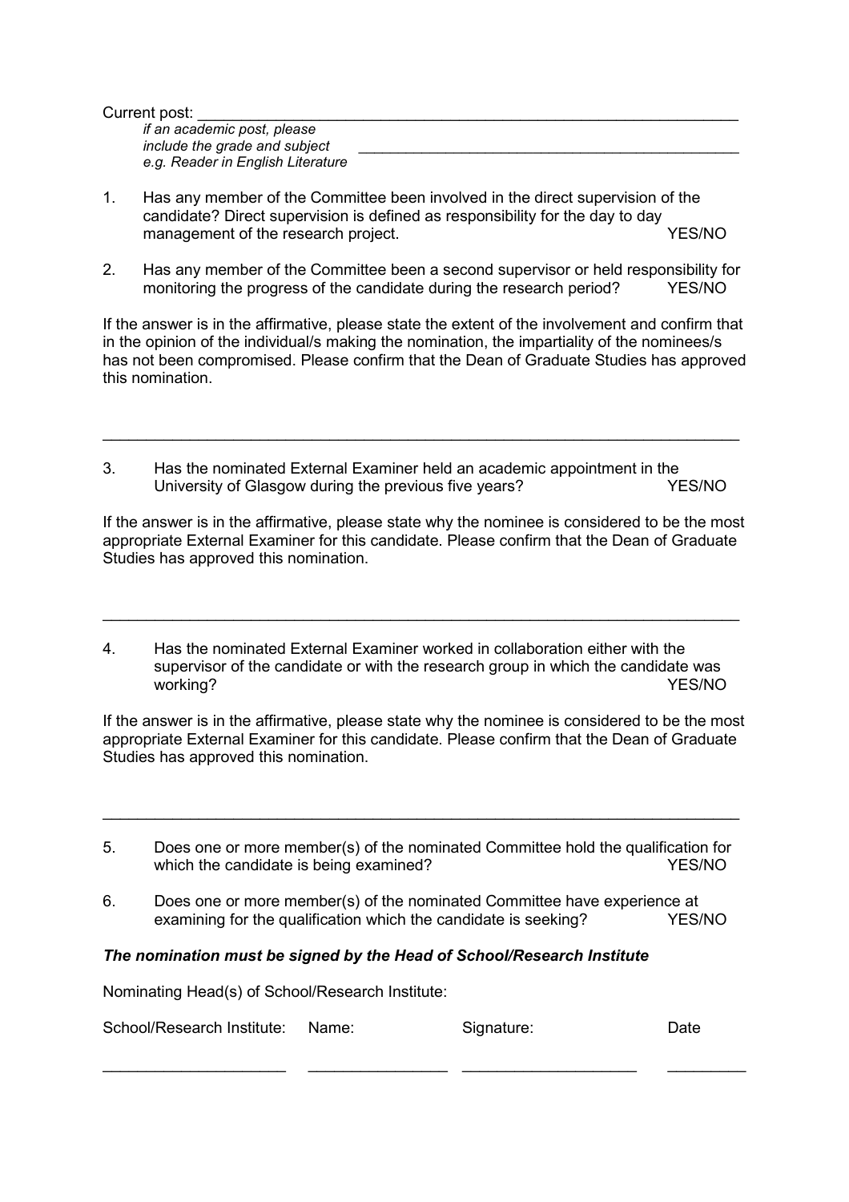Current post: ______________________________________________________________

*if an academic post, please include the grade and subject e.g. Reader in English Literature* ______________________________________________

1. Has any member of the Committee been involved in the direct supervision of the candidate? Direct supervision is defined as responsibility for the day to day management of the research project. YES/NO

2. Has any member of the Committee been a second supervisor or held responsibility for monitoring the progress of the candidate during the research period? YES/NO

If the answer is in the affirmative, please state the extent of the involvement and confirm that in the opinion of the individual/s making the nomination, the impartiality of the nominees/s has not been compromised. Please confirm that the Dean of Graduate Studies has approved this nomination.

___________________________________________________________________________

3. Has the nominated External Examiner held an academic appointment in the University of Glasgow during the previous five years? YES/NO

If the answer is in the affirmative, please state why the nominee is considered to be the most appropriate External Examiner for this candidate. Please confirm that the Dean of Graduate Studies has approved this nomination.

___________________________________________________________________________

4. Has the nominated External Examiner worked in collaboration either with the supervisor of the candidate or with the research group in which the candidate was working? YES/NO

If the answer is in the affirmative, please state why the nominee is considered to be the most appropriate External Examiner for this candidate. Please confirm that the Dean of Graduate Studies has approved this nomination.

___________________________________________________________________________

5. Does one or more member(s) of the nominated Committee hold the qualification for which the candidate is being examined? YES/NO

6. Does one or more member(s) of the nominated Committee have experience at examining for the qualification which the candidate is seeking? YES/NO

***The nomination must be signed by the Head of School/Research Institute***

Nominating Head(s) of School/Research Institute:

| School/Research Institute: | Name: | Signature: | Date |
|---|---|---|---|
| _____________________ | ________________ | ____________________ | _________ |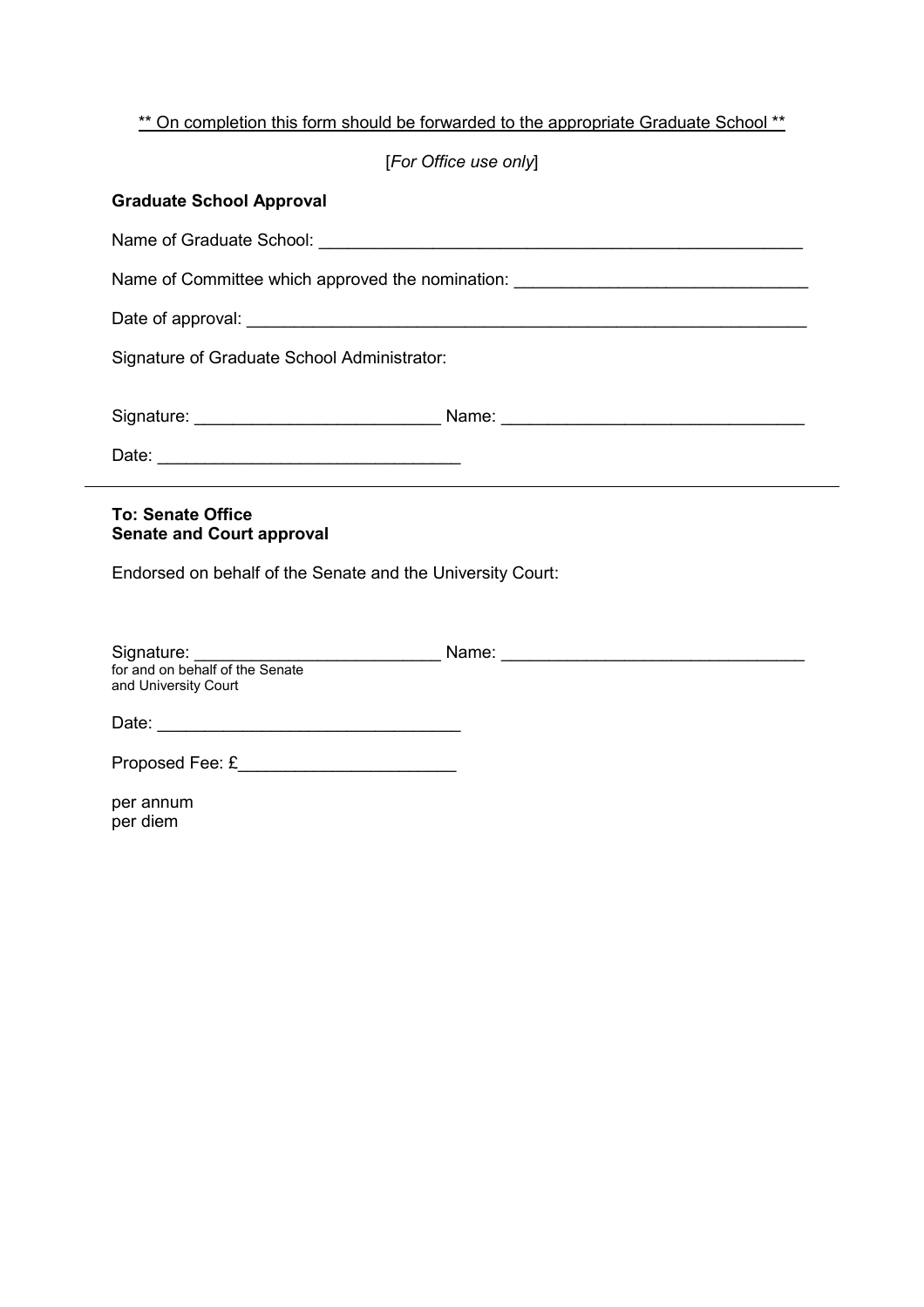<u>** On completion this form should be forwarded to the appropriate Graduate School **</u>

[*For Office use only*]

**Graduate School Approval**

Name of Graduate School: ____________________________________________________

Name of Committee which approved the nomination: ______________________________

Date of approval: ____________________________________________________________

Signature of Graduate School Administrator:

Signature: _________________________ Name: ______________________________

Date: _______________________________

---

**To: Senate Office**
**Senate and Court approval**

Endorsed on behalf of the Senate and the University Court:

Signature: _________________________ Name: ______________________________
for and on behalf of the Senate
and University Court

Date: _______________________________

Proposed Fee: £_____________________

per annum
per diem